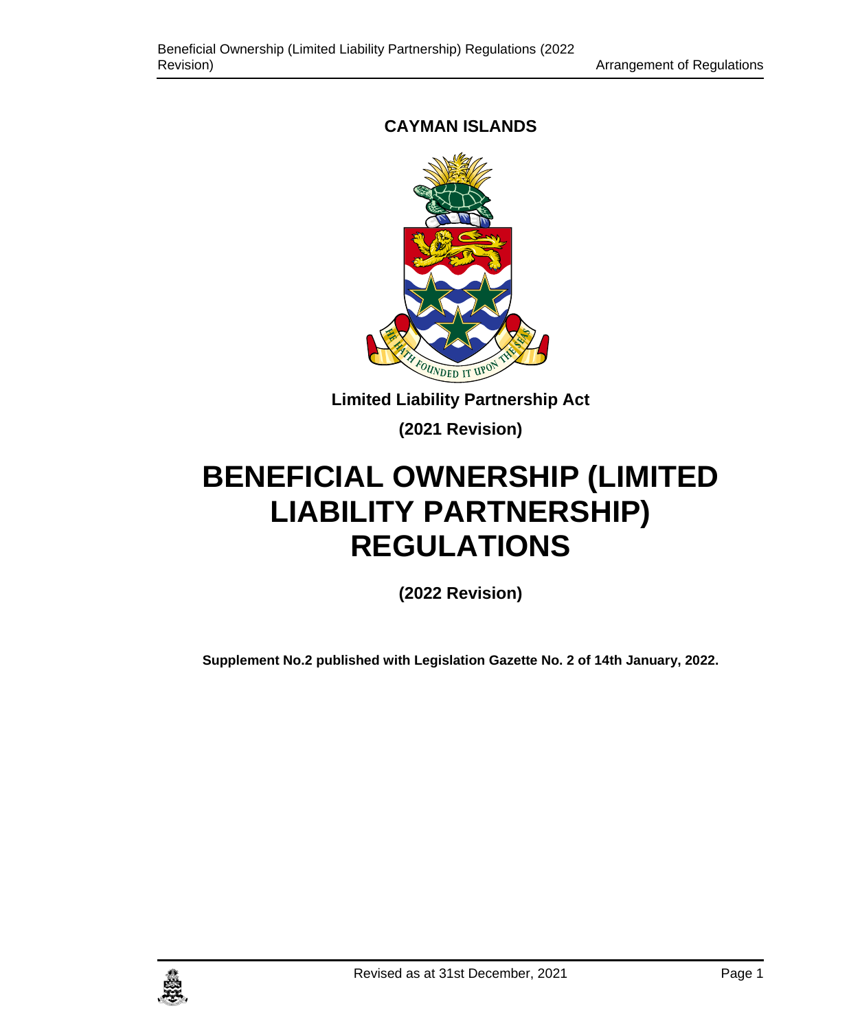**CAYMAN ISLANDS**

**Limited Liability Partnership Act**

**(2021 Revision)**

# BENEFICIAL OWNERSHIP (LIMITED LIABILITY PARTNERSHIP) REGULATIONS

**(2022 Revision)**

**Supplement No.2 published with Legislation Gazette No. 2 of 14th January, 2022.**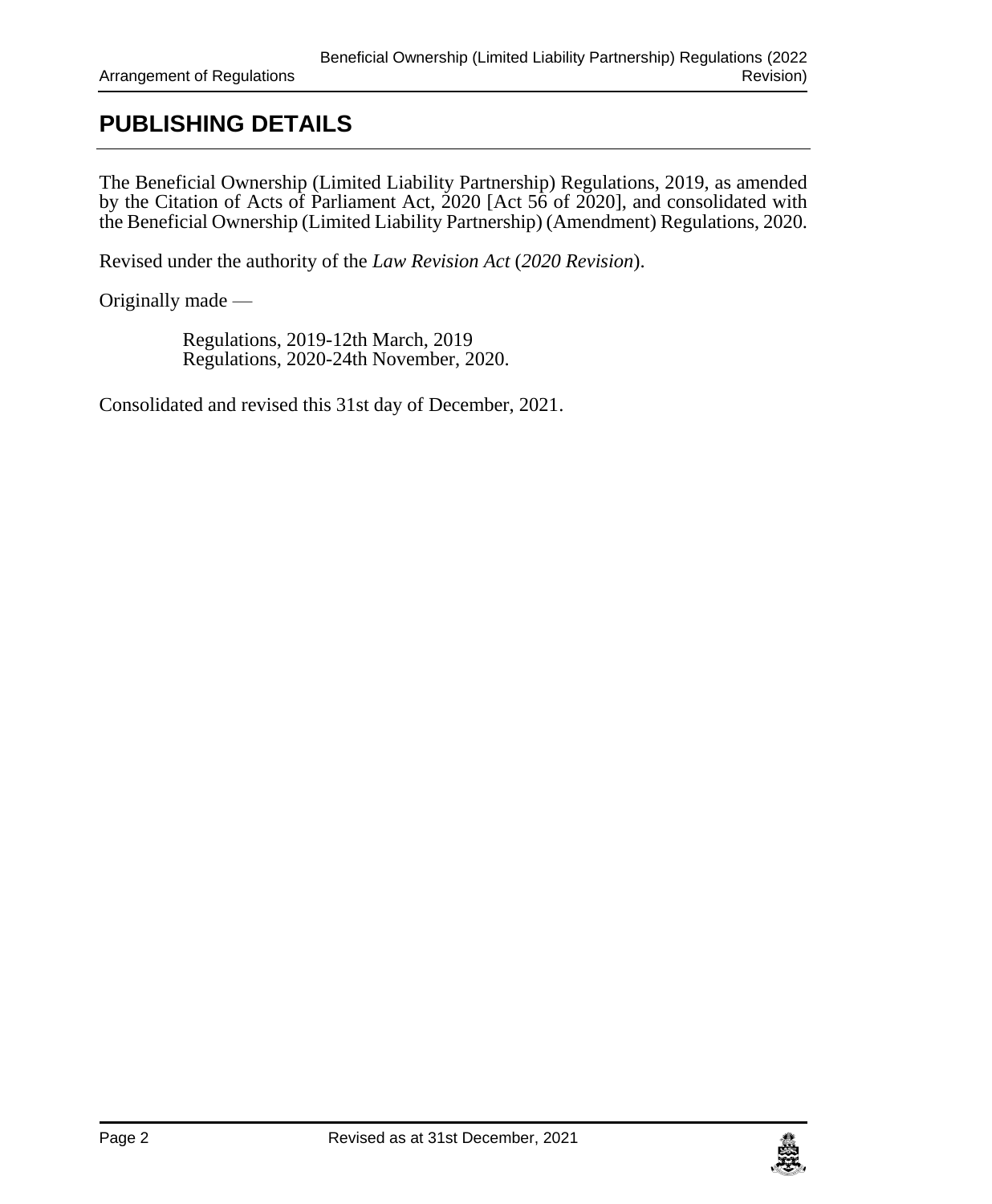## PUBLISHING DETAILS

The Beneficial Ownership (Limited Liability Partnership) Regulations, 2019, as amended by the Citation of Acts of Parliament Act, 2020 [Act 56 of 2020], and consolidated with the Beneficial Ownership (Limited Liability Partnership) (Amendment) Regulations, 2020.

Revised under the authority of the *Law Revision Act* (*2020 Revision*).

Originally made —

> Regulations, 2019-12th March, 2019
> Regulations, 2020-24th November, 2020.

Consolidated and revised this 31st day of December, 2021.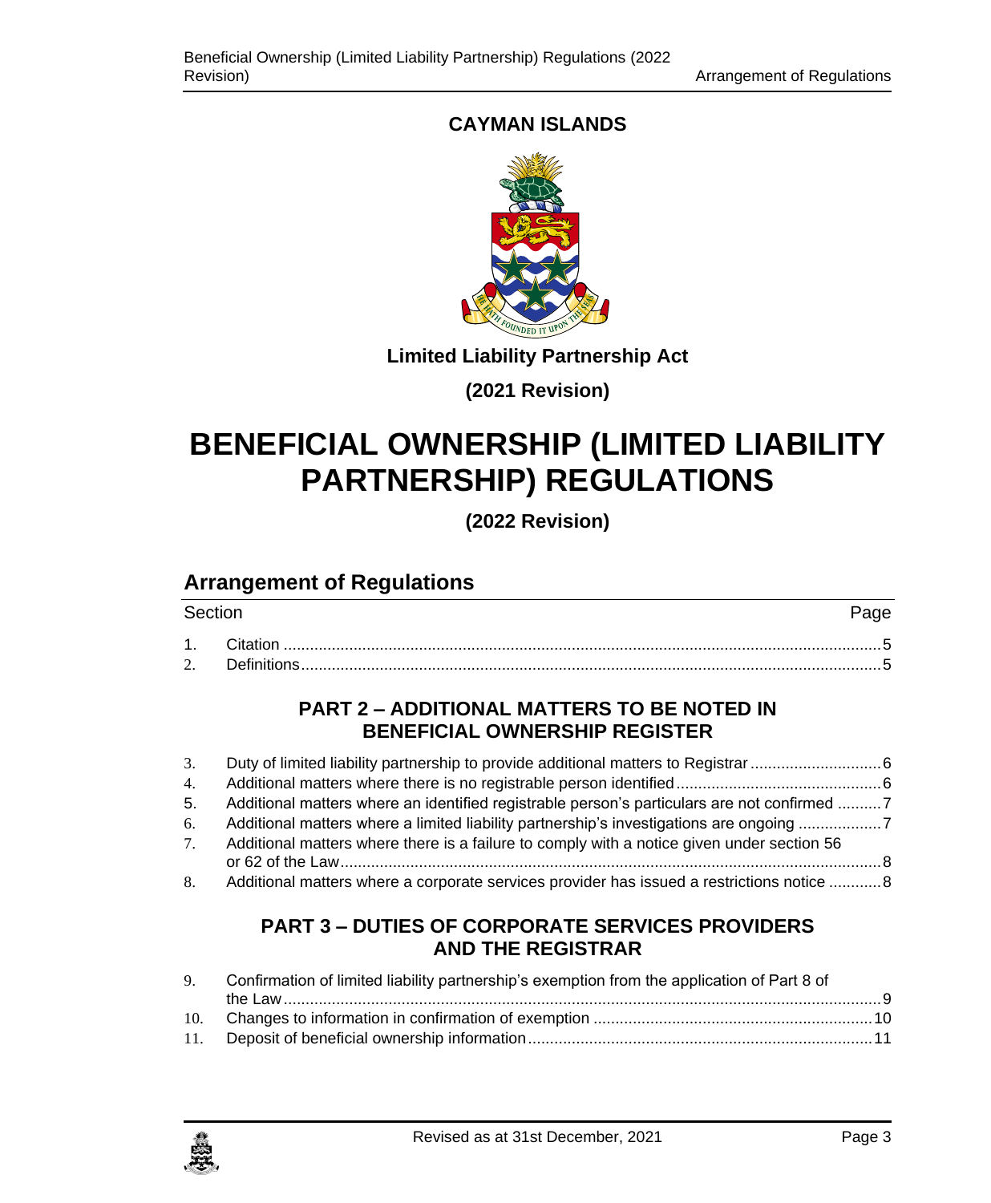**CAYMAN ISLANDS**

**Limited Liability Partnership Act**

**(2021 Revision)**

# BENEFICIAL OWNERSHIP (LIMITED LIABILITY PARTNERSHIP) REGULATIONS

**(2022 Revision)**

## Arrangement of Regulations

| Section | | Page |
|---|---|---|
| 1. | Citation | 5 |
| 2. | Definitions | 5 |

### PART 2 – ADDITIONAL MATTERS TO BE NOTED IN BENEFICIAL OWNERSHIP REGISTER

| | | |
|---|---|---|
| 3. | Duty of limited liability partnership to provide additional matters to Registrar | 6 |
| 4. | Additional matters where there is no registrable person identified | 6 |
| 5. | Additional matters where an identified registrable person's particulars are not confirmed | 7 |
| 6. | Additional matters where a limited liability partnership's investigations are ongoing | 7 |
| 7. | Additional matters where there is a failure to comply with a notice given under section 56 or 62 of the Law | 8 |
| 8. | Additional matters where a corporate services provider has issued a restrictions notice | 8 |

### PART 3 – DUTIES OF CORPORATE SERVICES PROVIDERS AND THE REGISTRAR

| | | |
|---|---|---|
| 9. | Confirmation of limited liability partnership's exemption from the application of Part 8 of the Law | 9 |
| 10. | Changes to information in confirmation of exemption | 10 |
| 11. | Deposit of beneficial ownership information | 11 |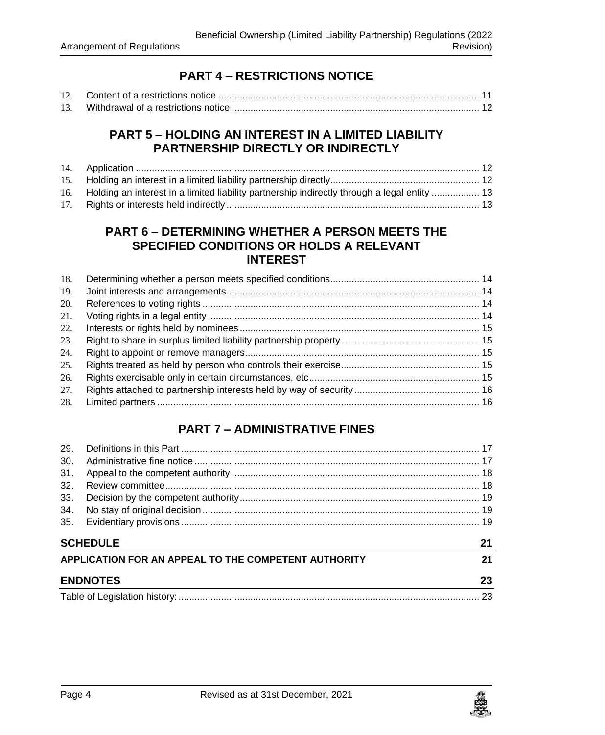## PART 4 – RESTRICTIONS NOTICE

12. Content of a restrictions notice ........................................................................................ 11
13. Withdrawal of a restrictions notice ..................................................................................... 12

## PART 5 – HOLDING AN INTEREST IN A LIMITED LIABILITY PARTNERSHIP DIRECTLY OR INDIRECTLY

14. Application ............................................................................................................................ 12
15. Holding an interest in a limited liability partnership directly.................................................... 12
16. Holding an interest in a limited liability partnership indirectly through a legal entity ................. 13
17. Rights or interests held indirectly .............................................................................................. 13

## PART 6 – DETERMINING WHETHER A PERSON MEETS THE SPECIFIED CONDITIONS OR HOLDS A RELEVANT INTEREST

18. Determining whether a person meets specified conditions.......................................................... 14
19. Joint interests and arrangements.............................................................................................. 14
20. References to voting rights ....................................................................................................... 14
21. Voting rights in a legal entity ..................................................................................................... 14
22. Interests or rights held by nominees .......................................................................................... 15
23. Right to share in surplus limited liability partnership property .................................................... 15
24. Right to appoint or remove managers........................................................................................ 15
25. Rights treated as held by person who controls their exercise ..................................................... 15
26. Rights exercisable only in certain circumstances, etc ................................................................... 15
27. Rights attached to partnership interests held by way of security ................................................. 16
28. Limited partners ........................................................................................................................ 16

## PART 7 – ADMINISTRATIVE FINES

29. Definitions in this Part ................................................................................................................ 17
30. Administrative fine notice ........................................................................................................... 17
31. Appeal to the competent authority ............................................................................................. 18
32. Review committee...................................................................................................................... 18
33. Decision by the competent authority........................................................................................... 19
34. No stay of original decision ........................................................................................................ 19
35. Evidentiary provisions ................................................................................................................ 19

**SCHEDULE** 21

**APPLICATION FOR AN APPEAL TO THE COMPETENT AUTHORITY** 21

**ENDNOTES** 23

Table of Legislation history: ................................................................................................................ 23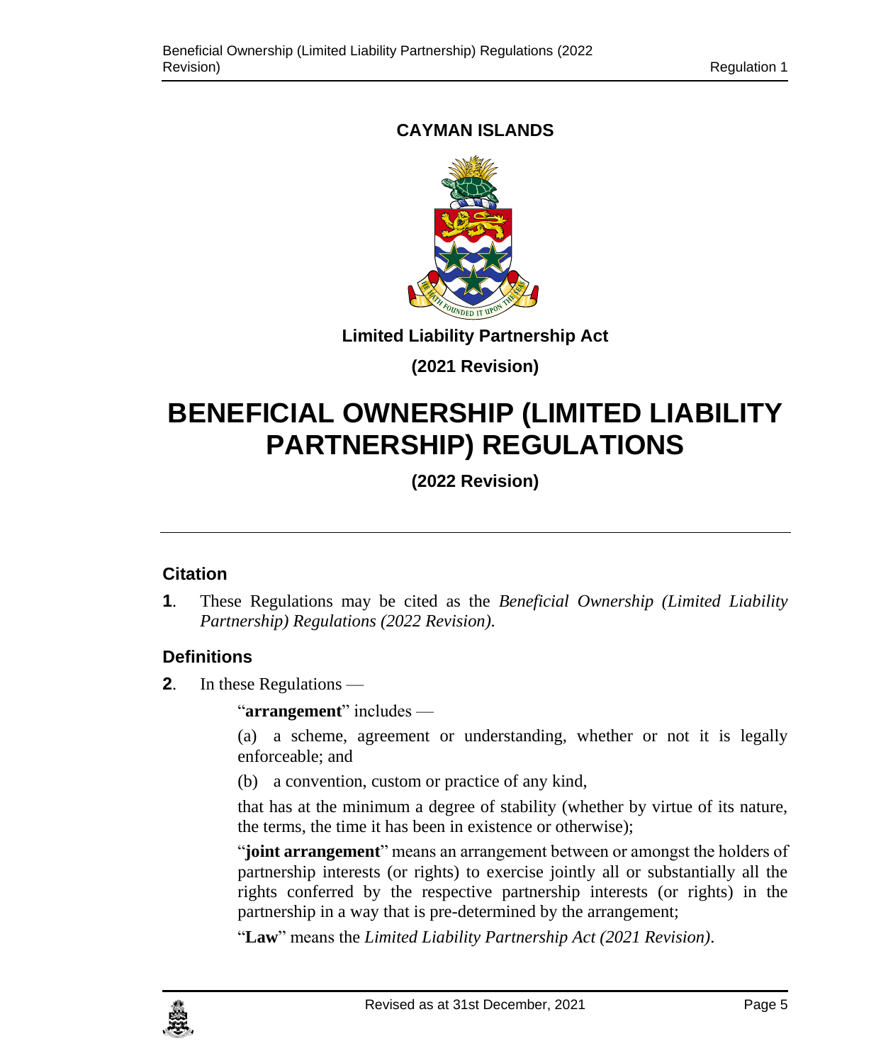**CAYMAN ISLANDS**

**Limited Liability Partnership Act**

**(2021 Revision)**

# BENEFICIAL OWNERSHIP (LIMITED LIABILITY PARTNERSHIP) REGULATIONS

**(2022 Revision)**

---

### Citation

**1**. These Regulations may be cited as the *Beneficial Ownership (Limited Liability Partnership) Regulations (2022 Revision).*

### Definitions

**2**. In these Regulations —

"**arrangement**" includes —

(a) a scheme, agreement or understanding, whether or not it is legally enforceable; and

(b) a convention, custom or practice of any kind,

that has at the minimum a degree of stability (whether by virtue of its nature, the terms, the time it has been in existence or otherwise);

"**joint arrangement**" means an arrangement between or amongst the holders of partnership interests (or rights) to exercise jointly all or substantially all the rights conferred by the respective partnership interests (or rights) in the partnership in a way that is pre-determined by the arrangement;

"**Law**" means the *Limited Liability Partnership Act (2021 Revision)*.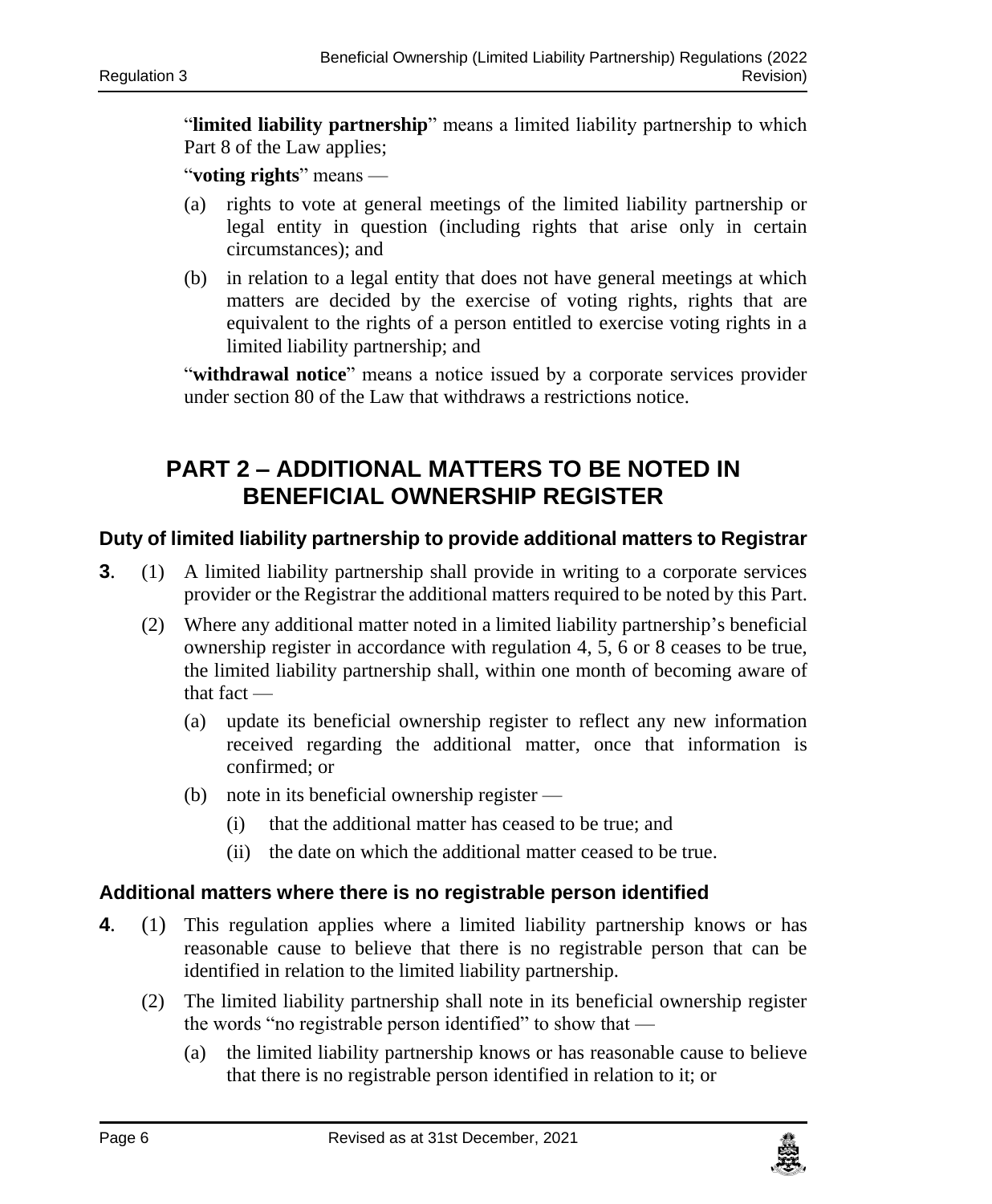"**limited liability partnership**" means a limited liability partnership to which Part 8 of the Law applies;

"**voting rights**" means —

(a) rights to vote at general meetings of the limited liability partnership or legal entity in question (including rights that arise only in certain circumstances); and

(b) in relation to a legal entity that does not have general meetings at which matters are decided by the exercise of voting rights, rights that are equivalent to the rights of a person entitled to exercise voting rights in a limited liability partnership; and

"**withdrawal notice**" means a notice issued by a corporate services provider under section 80 of the Law that withdraws a restrictions notice.

## PART 2 – ADDITIONAL MATTERS TO BE NOTED IN BENEFICIAL OWNERSHIP REGISTER

### Duty of limited liability partnership to provide additional matters to Registrar

**3**. (1) A limited liability partnership shall provide in writing to a corporate services provider or the Registrar the additional matters required to be noted by this Part.

(2) Where any additional matter noted in a limited liability partnership's beneficial ownership register in accordance with regulation 4, 5, 6 or 8 ceases to be true, the limited liability partnership shall, within one month of becoming aware of that fact —

(a) update its beneficial ownership register to reflect any new information received regarding the additional matter, once that information is confirmed; or

(b) note in its beneficial ownership register —

(i) that the additional matter has ceased to be true; and

(ii) the date on which the additional matter ceased to be true.

### Additional matters where there is no registrable person identified

**4**. (1) This regulation applies where a limited liability partnership knows or has reasonable cause to believe that there is no registrable person that can be identified in relation to the limited liability partnership.

(2) The limited liability partnership shall note in its beneficial ownership register the words "no registrable person identified" to show that —

(a) the limited liability partnership knows or has reasonable cause to believe that there is no registrable person identified in relation to it; or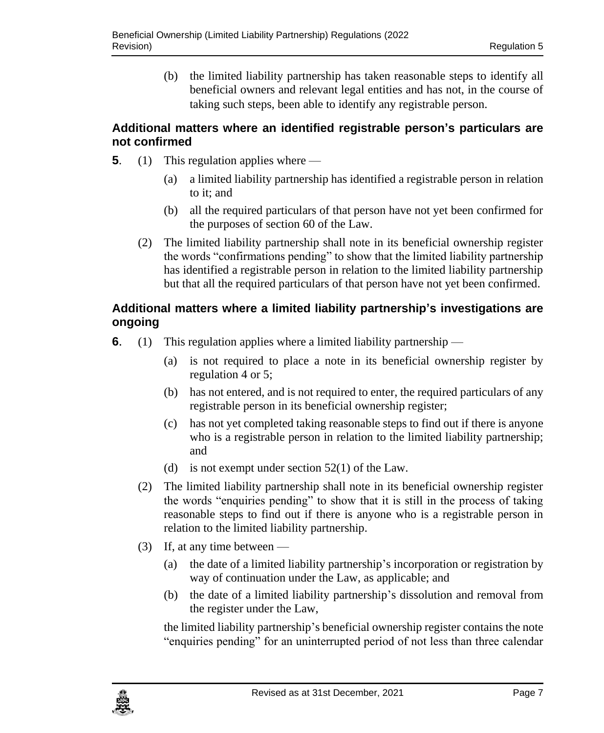(b) the limited liability partnership has taken reasonable steps to identify all beneficial owners and relevant legal entities and has not, in the course of taking such steps, been able to identify any registrable person.

### Additional matters where an identified registrable person's particulars are not confirmed

**5**. (1) This regulation applies where —

(a) a limited liability partnership has identified a registrable person in relation to it; and

(b) all the required particulars of that person have not yet been confirmed for the purposes of section 60 of the Law.

(2) The limited liability partnership shall note in its beneficial ownership register the words "confirmations pending" to show that the limited liability partnership has identified a registrable person in relation to the limited liability partnership but that all the required particulars of that person have not yet been confirmed.

### Additional matters where a limited liability partnership's investigations are ongoing

**6**. (1) This regulation applies where a limited liability partnership —

(a) is not required to place a note in its beneficial ownership register by regulation 4 or 5;

(b) has not entered, and is not required to enter, the required particulars of any registrable person in its beneficial ownership register;

(c) has not yet completed taking reasonable steps to find out if there is anyone who is a registrable person in relation to the limited liability partnership; and

(d) is not exempt under section 52(1) of the Law.

(2) The limited liability partnership shall note in its beneficial ownership register the words "enquiries pending" to show that it is still in the process of taking reasonable steps to find out if there is anyone who is a registrable person in relation to the limited liability partnership.

(3) If, at any time between —

(a) the date of a limited liability partnership's incorporation or registration by way of continuation under the Law, as applicable; and

(b) the date of a limited liability partnership's dissolution and removal from the register under the Law,

the limited liability partnership's beneficial ownership register contains the note "enquiries pending" for an uninterrupted period of not less than three calendar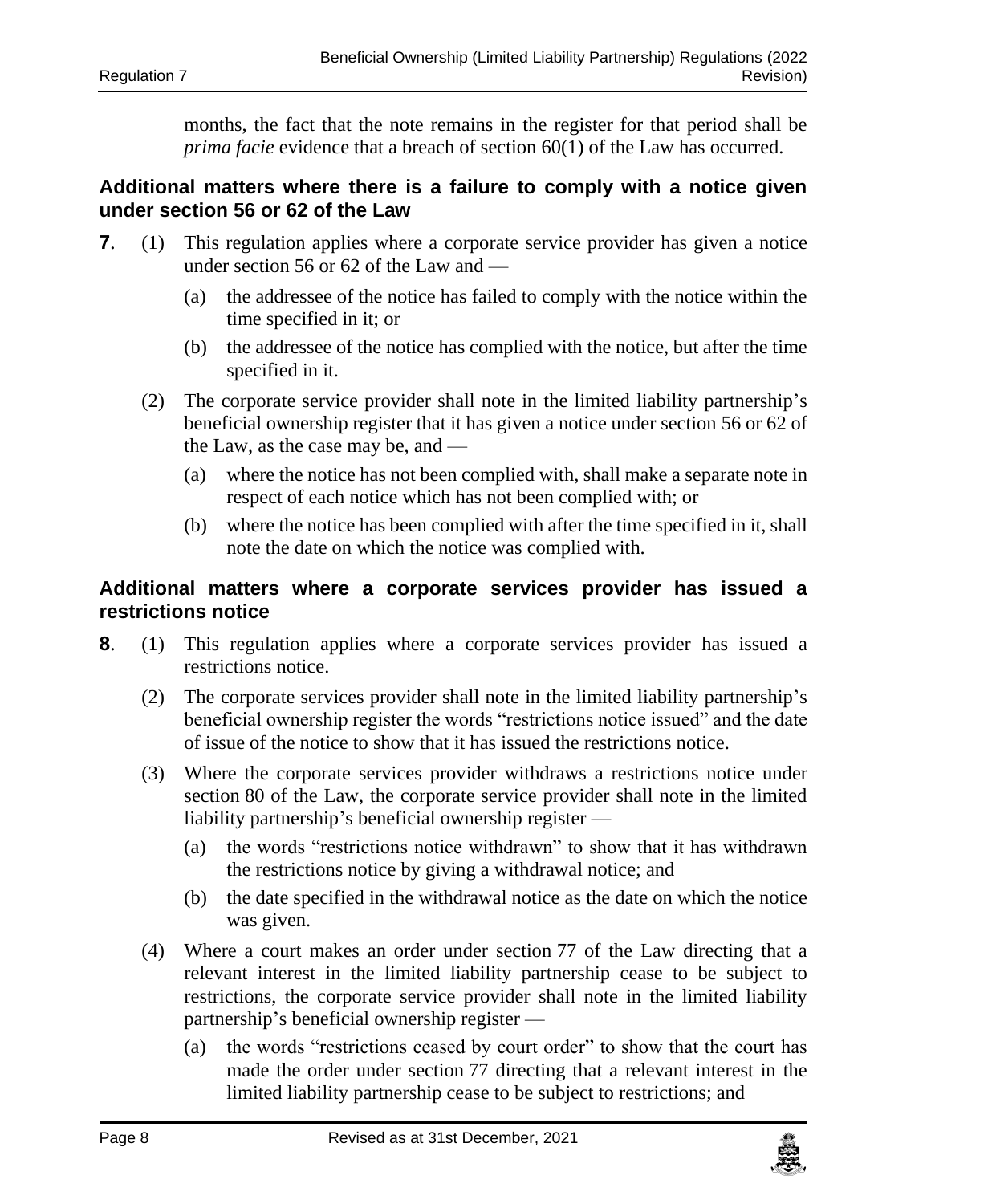months, the fact that the note remains in the register for that period shall be *prima facie* evidence that a breach of section 60(1) of the Law has occurred.

### Additional matters where there is a failure to comply with a notice given under section 56 or 62 of the Law

**7**. (1) This regulation applies where a corporate service provider has given a notice under section 56 or 62 of the Law and —

(a) the addressee of the notice has failed to comply with the notice within the time specified in it; or

(b) the addressee of the notice has complied with the notice, but after the time specified in it.

(2) The corporate service provider shall note in the limited liability partnership's beneficial ownership register that it has given a notice under section 56 or 62 of the Law, as the case may be, and —

(a) where the notice has not been complied with, shall make a separate note in respect of each notice which has not been complied with; or

(b) where the notice has been complied with after the time specified in it, shall note the date on which the notice was complied with.

### Additional matters where a corporate services provider has issued a restrictions notice

**8**. (1) This regulation applies where a corporate services provider has issued a restrictions notice.

(2) The corporate services provider shall note in the limited liability partnership's beneficial ownership register the words "restrictions notice issued" and the date of issue of the notice to show that it has issued the restrictions notice.

(3) Where the corporate services provider withdraws a restrictions notice under section 80 of the Law, the corporate service provider shall note in the limited liability partnership's beneficial ownership register —

(a) the words "restrictions notice withdrawn" to show that it has withdrawn the restrictions notice by giving a withdrawal notice; and

(b) the date specified in the withdrawal notice as the date on which the notice was given.

(4) Where a court makes an order under section 77 of the Law directing that a relevant interest in the limited liability partnership cease to be subject to restrictions, the corporate service provider shall note in the limited liability partnership's beneficial ownership register —

(a) the words "restrictions ceased by court order" to show that the court has made the order under section 77 directing that a relevant interest in the limited liability partnership cease to be subject to restrictions; and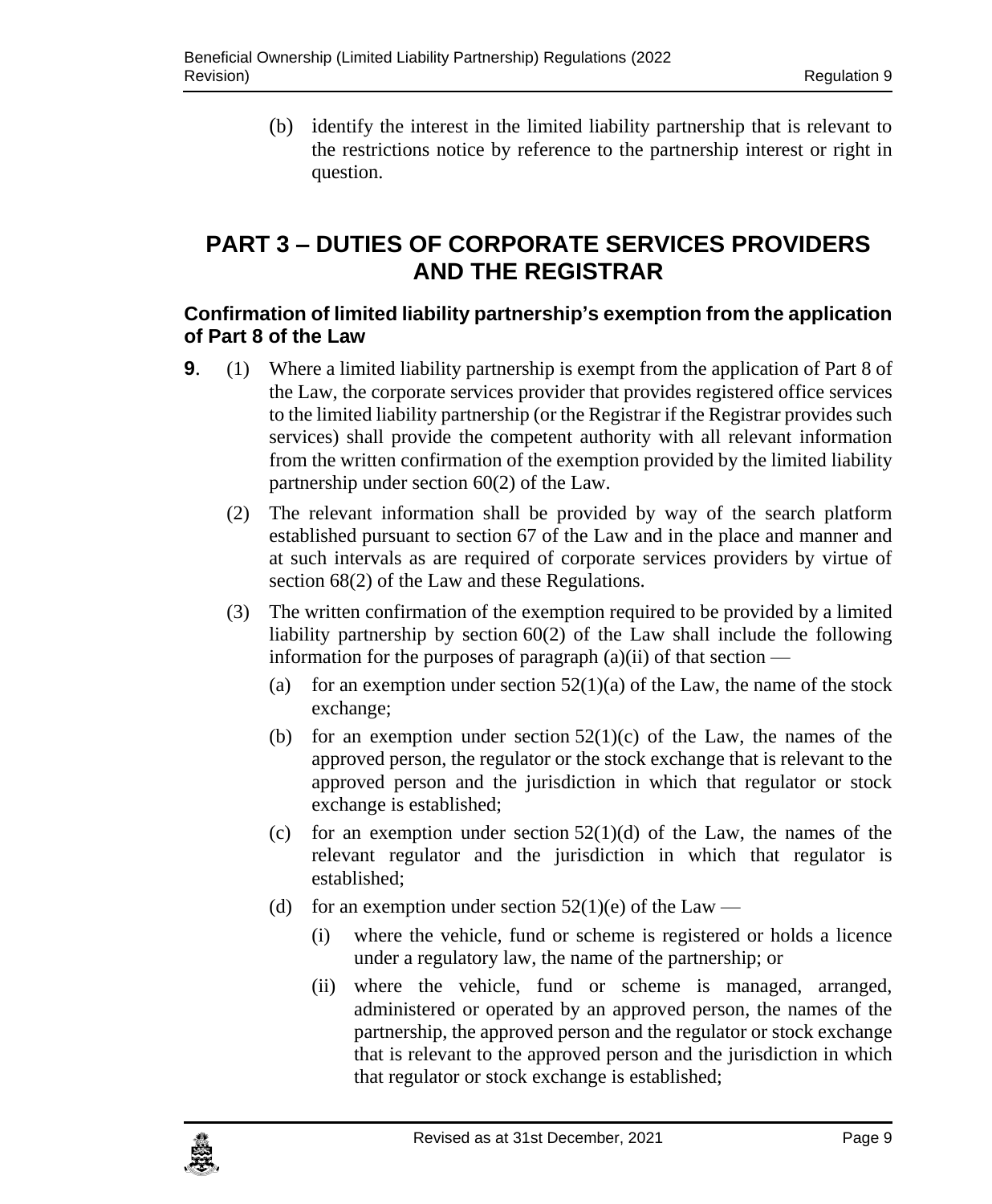(b) identify the interest in the limited liability partnership that is relevant to the restrictions notice by reference to the partnership interest or right in question.

## PART 3 – DUTIES OF CORPORATE SERVICES PROVIDERS AND THE REGISTRAR

### Confirmation of limited liability partnership's exemption from the application of Part 8 of the Law

**9**. (1) Where a limited liability partnership is exempt from the application of Part 8 of the Law, the corporate services provider that provides registered office services to the limited liability partnership (or the Registrar if the Registrar provides such services) shall provide the competent authority with all relevant information from the written confirmation of the exemption provided by the limited liability partnership under section 60(2) of the Law.

(2) The relevant information shall be provided by way of the search platform established pursuant to section 67 of the Law and in the place and manner and at such intervals as are required of corporate services providers by virtue of section 68(2) of the Law and these Regulations.

(3) The written confirmation of the exemption required to be provided by a limited liability partnership by section 60(2) of the Law shall include the following information for the purposes of paragraph (a)(ii) of that section —

(a) for an exemption under section 52(1)(a) of the Law, the name of the stock exchange;

(b) for an exemption under section 52(1)(c) of the Law, the names of the approved person, the regulator or the stock exchange that is relevant to the approved person and the jurisdiction in which that regulator or stock exchange is established;

(c) for an exemption under section 52(1)(d) of the Law, the names of the relevant regulator and the jurisdiction in which that regulator is established;

(d) for an exemption under section 52(1)(e) of the Law —

(i) where the vehicle, fund or scheme is registered or holds a licence under a regulatory law, the name of the partnership; or

(ii) where the vehicle, fund or scheme is managed, arranged, administered or operated by an approved person, the names of the partnership, the approved person and the regulator or stock exchange that is relevant to the approved person and the jurisdiction in which that regulator or stock exchange is established;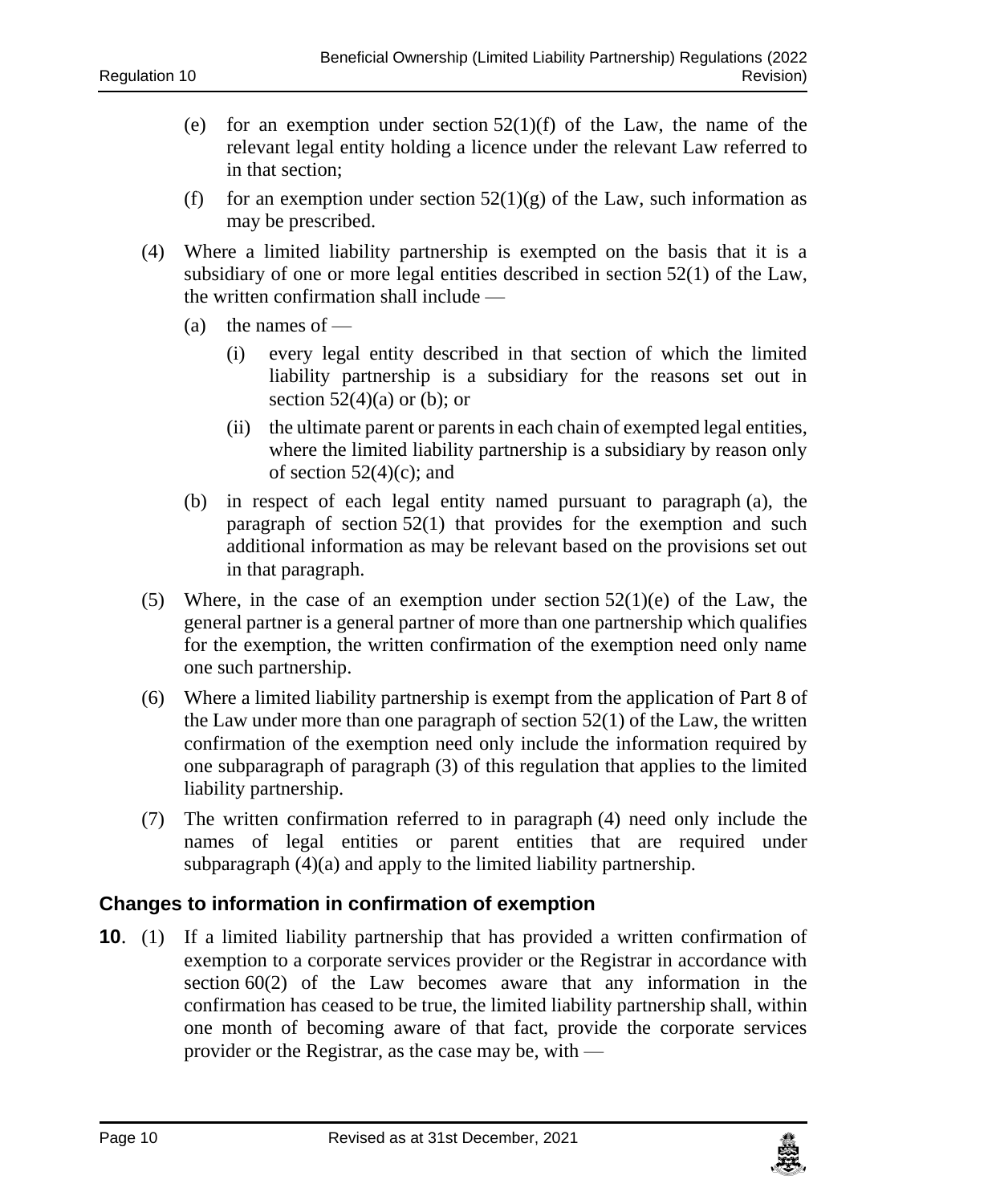(e) for an exemption under section 52(1)(f) of the Law, the name of the relevant legal entity holding a licence under the relevant Law referred to in that section;

(f) for an exemption under section 52(1)(g) of the Law, such information as may be prescribed.

(4) Where a limited liability partnership is exempted on the basis that it is a subsidiary of one or more legal entities described in section 52(1) of the Law, the written confirmation shall include —

(a) the names of —

(i) every legal entity described in that section of which the limited liability partnership is a subsidiary for the reasons set out in section 52(4)(a) or (b); or

(ii) the ultimate parent or parents in each chain of exempted legal entities, where the limited liability partnership is a subsidiary by reason only of section 52(4)(c); and

(b) in respect of each legal entity named pursuant to paragraph (a), the paragraph of section 52(1) that provides for the exemption and such additional information as may be relevant based on the provisions set out in that paragraph.

(5) Where, in the case of an exemption under section 52(1)(e) of the Law, the general partner is a general partner of more than one partnership which qualifies for the exemption, the written confirmation of the exemption need only name one such partnership.

(6) Where a limited liability partnership is exempt from the application of Part 8 of the Law under more than one paragraph of section 52(1) of the Law, the written confirmation of the exemption need only include the information required by one subparagraph of paragraph (3) of this regulation that applies to the limited liability partnership.

(7) The written confirmation referred to in paragraph (4) need only include the names of legal entities or parent entities that are required under subparagraph (4)(a) and apply to the limited liability partnership.

## Changes to information in confirmation of exemption

**10**. (1) If a limited liability partnership that has provided a written confirmation of exemption to a corporate services provider or the Registrar in accordance with section 60(2) of the Law becomes aware that any information in the confirmation has ceased to be true, the limited liability partnership shall, within one month of becoming aware of that fact, provide the corporate services provider or the Registrar, as the case may be, with —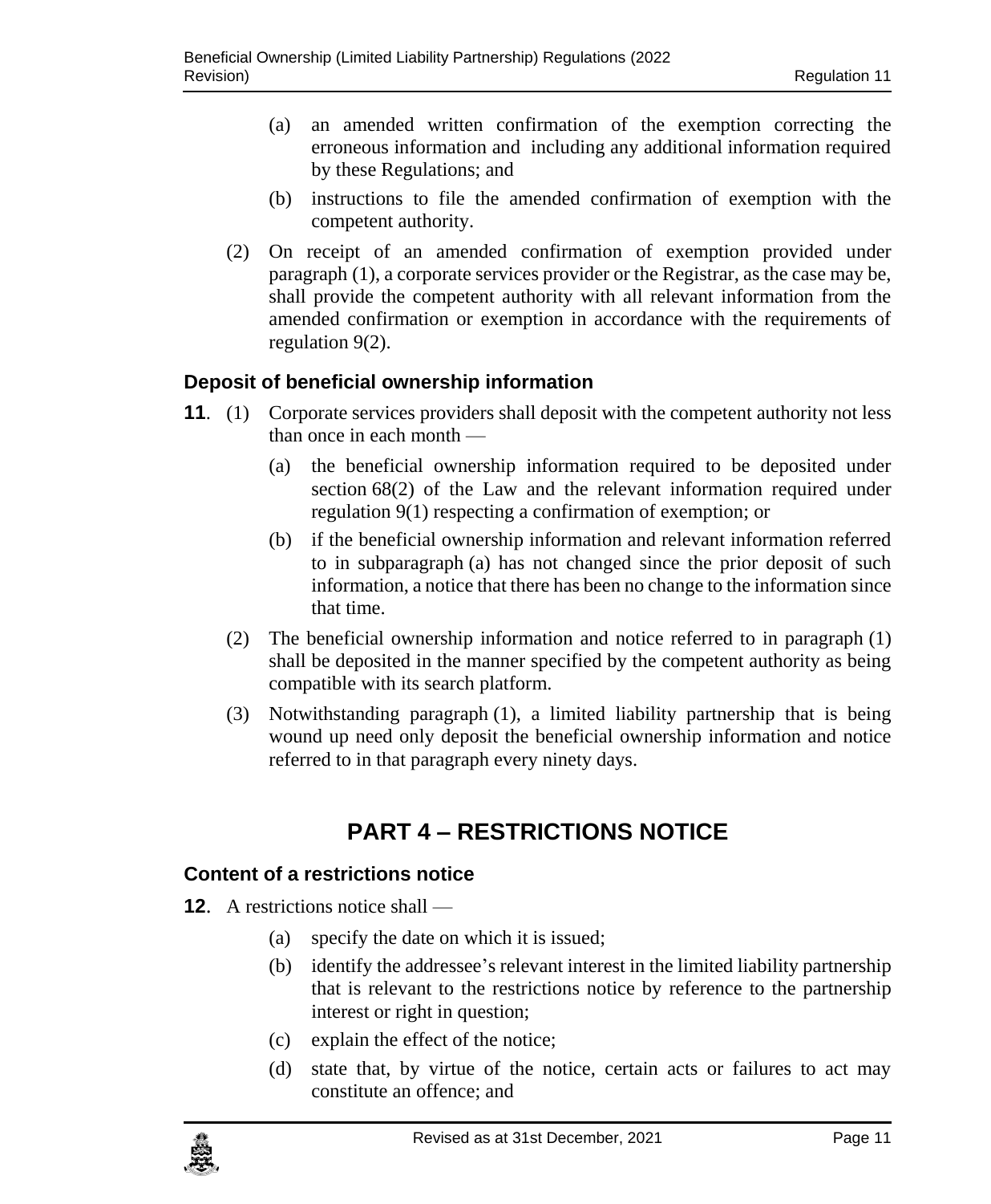(a) an amended written confirmation of the exemption correcting the erroneous information and including any additional information required by these Regulations; and

(b) instructions to file the amended confirmation of exemption with the competent authority.

(2) On receipt of an amended confirmation of exemption provided under paragraph (1), a corporate services provider or the Registrar, as the case may be, shall provide the competent authority with all relevant information from the amended confirmation or exemption in accordance with the requirements of regulation 9(2).

### Deposit of beneficial ownership information

**11**. (1) Corporate services providers shall deposit with the competent authority not less than once in each month —

(a) the beneficial ownership information required to be deposited under section 68(2) of the Law and the relevant information required under regulation 9(1) respecting a confirmation of exemption; or

(b) if the beneficial ownership information and relevant information referred to in subparagraph (a) has not changed since the prior deposit of such information, a notice that there has been no change to the information since that time.

(2) The beneficial ownership information and notice referred to in paragraph (1) shall be deposited in the manner specified by the competent authority as being compatible with its search platform.

(3) Notwithstanding paragraph (1), a limited liability partnership that is being wound up need only deposit the beneficial ownership information and notice referred to in that paragraph every ninety days.

## PART 4 – RESTRICTIONS NOTICE

### Content of a restrictions notice

**12**. A restrictions notice shall —

(a) specify the date on which it is issued;

(b) identify the addressee's relevant interest in the limited liability partnership that is relevant to the restrictions notice by reference to the partnership interest or right in question;

(c) explain the effect of the notice;

(d) state that, by virtue of the notice, certain acts or failures to act may constitute an offence; and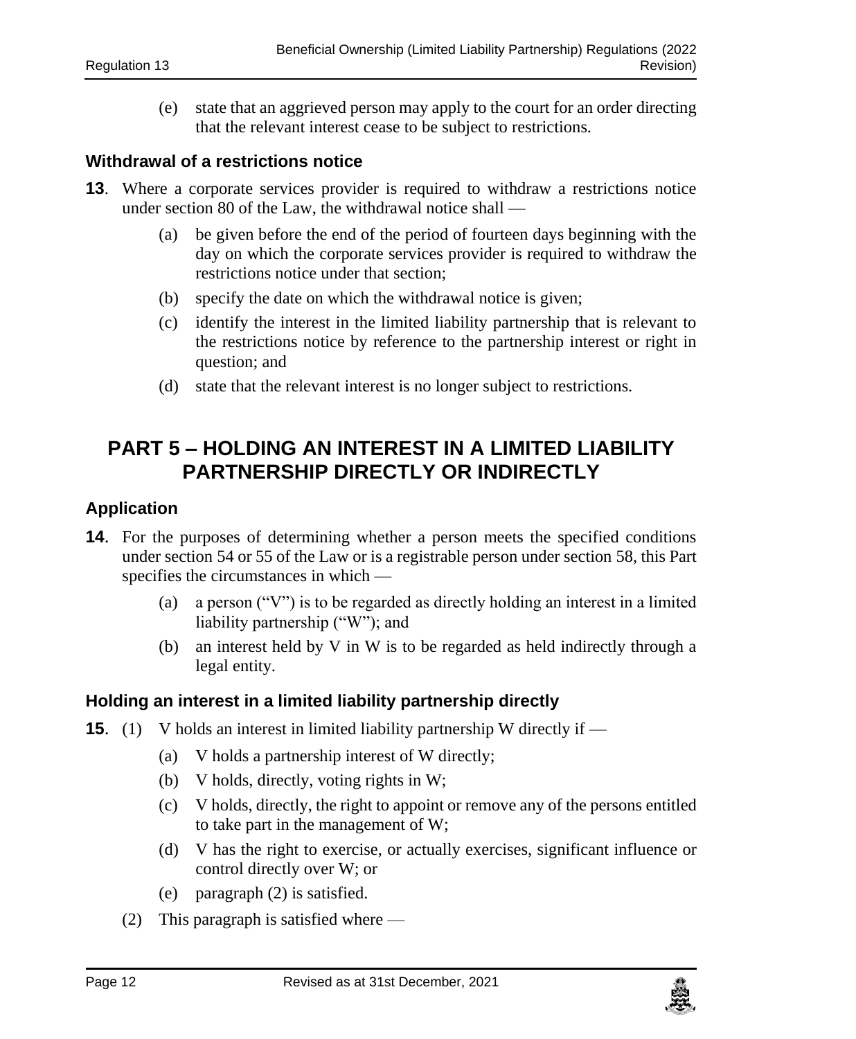(e) state that an aggrieved person may apply to the court for an order directing that the relevant interest cease to be subject to restrictions.

### Withdrawal of a restrictions notice

**13**. Where a corporate services provider is required to withdraw a restrictions notice under section 80 of the Law, the withdrawal notice shall —

(a) be given before the end of the period of fourteen days beginning with the day on which the corporate services provider is required to withdraw the restrictions notice under that section;

(b) specify the date on which the withdrawal notice is given;

(c) identify the interest in the limited liability partnership that is relevant to the restrictions notice by reference to the partnership interest or right in question; and

(d) state that the relevant interest is no longer subject to restrictions.

## PART 5 – HOLDING AN INTEREST IN A LIMITED LIABILITY PARTNERSHIP DIRECTLY OR INDIRECTLY

### Application

**14**. For the purposes of determining whether a person meets the specified conditions under section 54 or 55 of the Law or is a registrable person under section 58, this Part specifies the circumstances in which —

(a) a person ("V") is to be regarded as directly holding an interest in a limited liability partnership ("W"); and

(b) an interest held by V in W is to be regarded as held indirectly through a legal entity.

### Holding an interest in a limited liability partnership directly

**15**. (1) V holds an interest in limited liability partnership W directly if —

(a) V holds a partnership interest of W directly;

(b) V holds, directly, voting rights in W;

(c) V holds, directly, the right to appoint or remove any of the persons entitled to take part in the management of W;

(d) V has the right to exercise, or actually exercises, significant influence or control directly over W; or

(e) paragraph (2) is satisfied.

(2) This paragraph is satisfied where —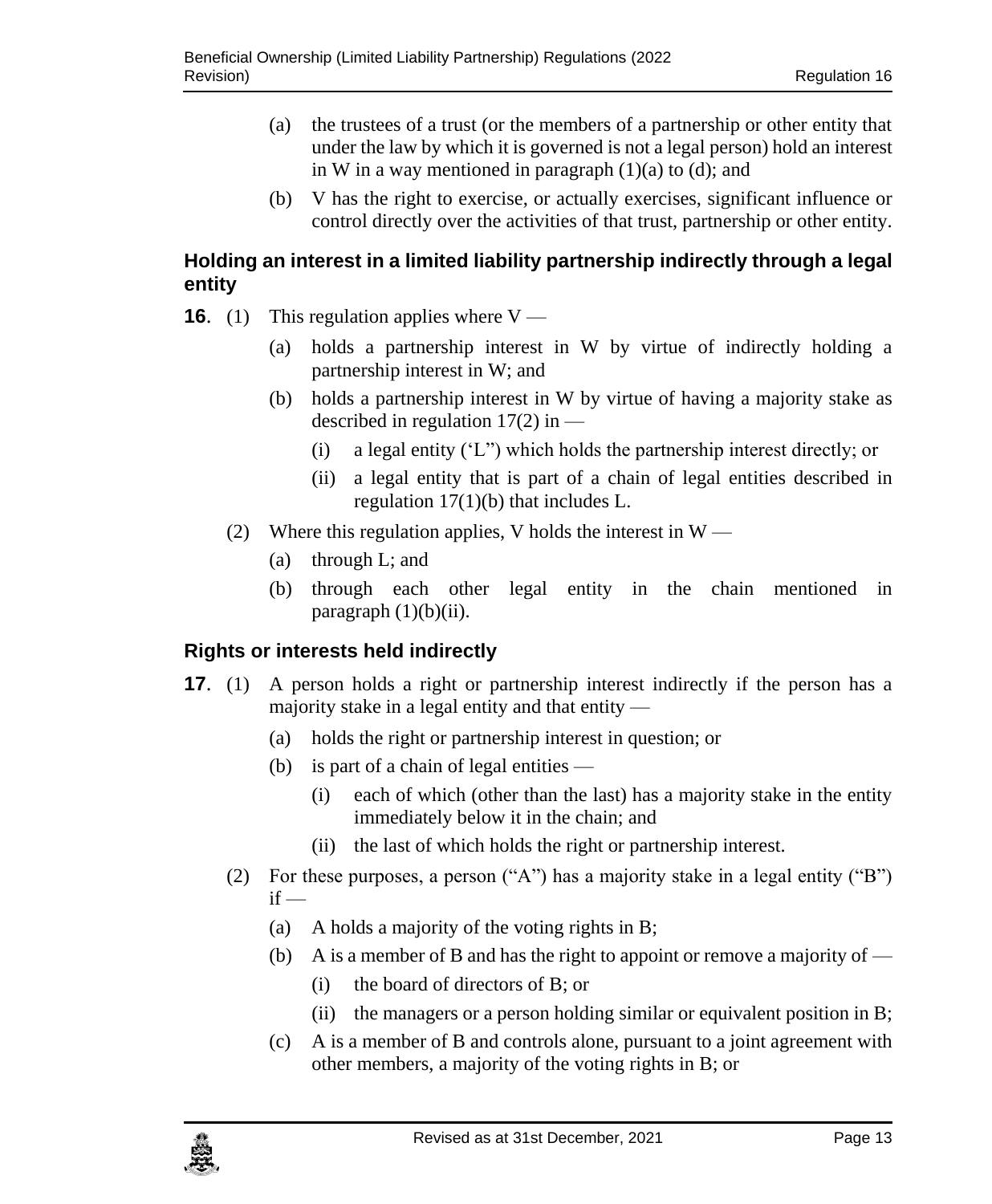(a) the trustees of a trust (or the members of a partnership or other entity that under the law by which it is governed is not a legal person) hold an interest in W in a way mentioned in paragraph (1)(a) to (d); and

(b) V has the right to exercise, or actually exercises, significant influence or control directly over the activities of that trust, partnership or other entity.

### Holding an interest in a limited liability partnership indirectly through a legal entity

**16**. (1) This regulation applies where V —

(a) holds a partnership interest in W by virtue of indirectly holding a partnership interest in W; and

(b) holds a partnership interest in W by virtue of having a majority stake as described in regulation 17(2) in —

(i) a legal entity ('L") which holds the partnership interest directly; or

(ii) a legal entity that is part of a chain of legal entities described in regulation 17(1)(b) that includes L.

(2) Where this regulation applies, V holds the interest in W —

(a) through L; and

(b) through each other legal entity in the chain mentioned in paragraph (1)(b)(ii).

### Rights or interests held indirectly

**17**. (1) A person holds a right or partnership interest indirectly if the person has a majority stake in a legal entity and that entity —

(a) holds the right or partnership interest in question; or

(b) is part of a chain of legal entities —

(i) each of which (other than the last) has a majority stake in the entity immediately below it in the chain; and

(ii) the last of which holds the right or partnership interest.

(2) For these purposes, a person ("A") has a majority stake in a legal entity ("B") if —

(a) A holds a majority of the voting rights in B;

(b) A is a member of B and has the right to appoint or remove a majority of —

(i) the board of directors of B; or

(ii) the managers or a person holding similar or equivalent position in B;

(c) A is a member of B and controls alone, pursuant to a joint agreement with other members, a majority of the voting rights in B; or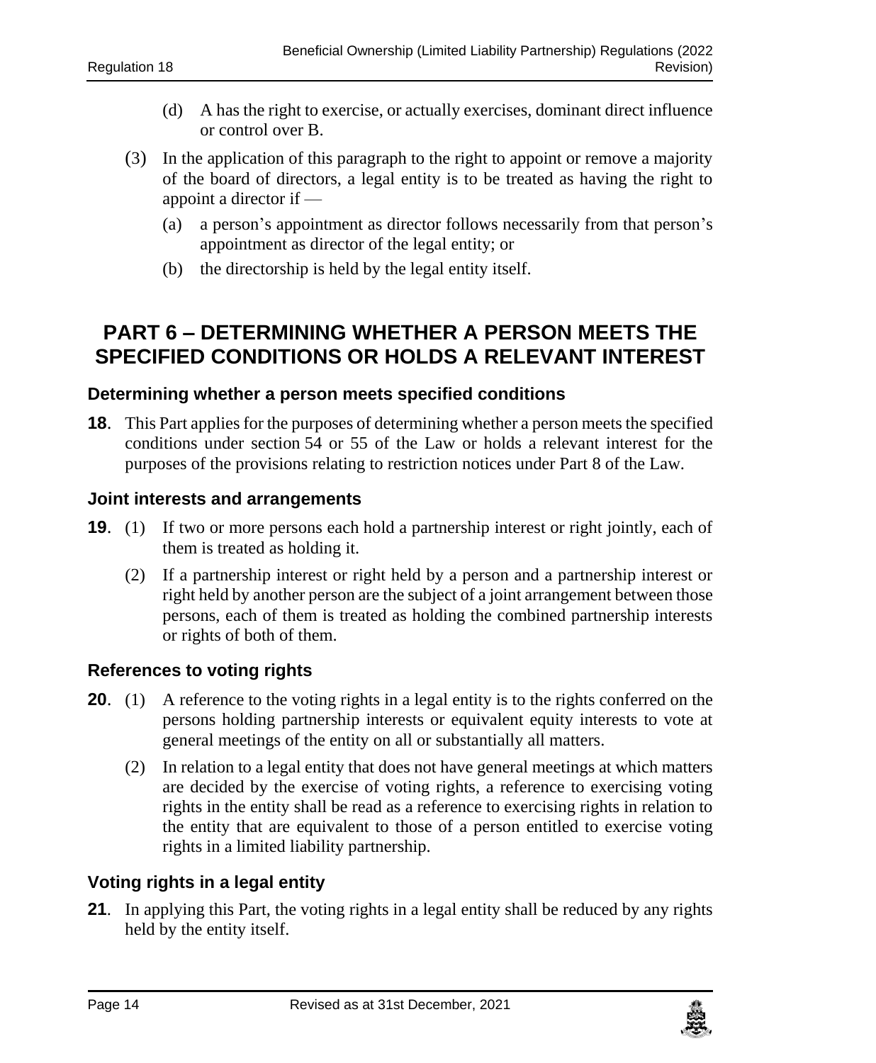(d) A has the right to exercise, or actually exercises, dominant direct influence or control over B.

(3) In the application of this paragraph to the right to appoint or remove a majority of the board of directors, a legal entity is to be treated as having the right to appoint a director if —

(a) a person's appointment as director follows necessarily from that person's appointment as director of the legal entity; or

(b) the directorship is held by the legal entity itself.

## PART 6 – DETERMINING WHETHER A PERSON MEETS THE SPECIFIED CONDITIONS OR HOLDS A RELEVANT INTEREST

### Determining whether a person meets specified conditions

**18**. This Part applies for the purposes of determining whether a person meets the specified conditions under section 54 or 55 of the Law or holds a relevant interest for the purposes of the provisions relating to restriction notices under Part 8 of the Law.

### Joint interests and arrangements

**19**. (1) If two or more persons each hold a partnership interest or right jointly, each of them is treated as holding it.

(2) If a partnership interest or right held by a person and a partnership interest or right held by another person are the subject of a joint arrangement between those persons, each of them is treated as holding the combined partnership interests or rights of both of them.

### References to voting rights

**20**. (1) A reference to the voting rights in a legal entity is to the rights conferred on the persons holding partnership interests or equivalent equity interests to vote at general meetings of the entity on all or substantially all matters.

(2) In relation to a legal entity that does not have general meetings at which matters are decided by the exercise of voting rights, a reference to exercising voting rights in the entity shall be read as a reference to exercising rights in relation to the entity that are equivalent to those of a person entitled to exercise voting rights in a limited liability partnership.

### Voting rights in a legal entity

**21**. In applying this Part, the voting rights in a legal entity shall be reduced by any rights held by the entity itself.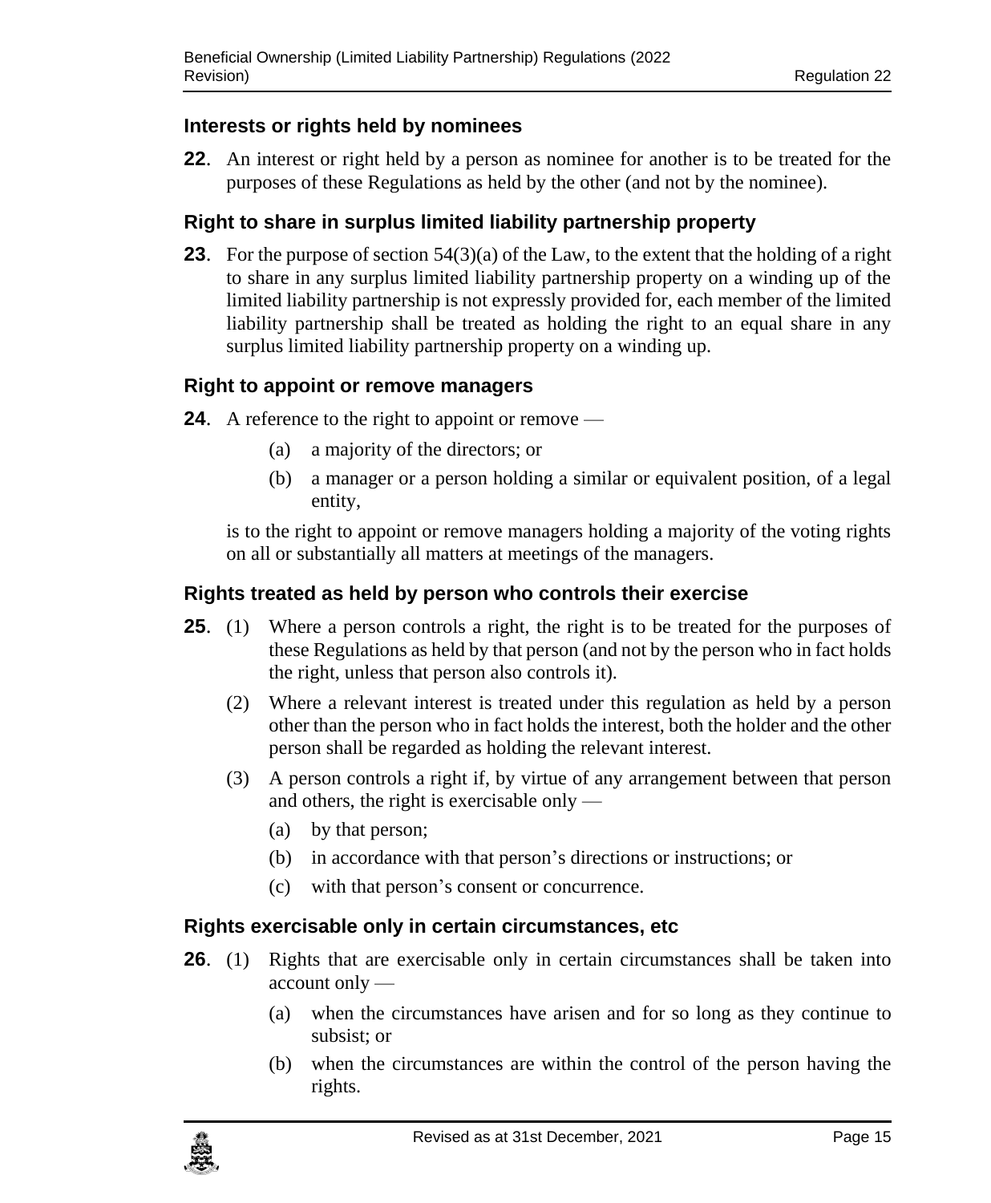### Interests or rights held by nominees

**22**. An interest or right held by a person as nominee for another is to be treated for the purposes of these Regulations as held by the other (and not by the nominee).

### Right to share in surplus limited liability partnership property

**23**. For the purpose of section 54(3)(a) of the Law, to the extent that the holding of a right to share in any surplus limited liability partnership property on a winding up of the limited liability partnership is not expressly provided for, each member of the limited liability partnership shall be treated as holding the right to an equal share in any surplus limited liability partnership property on a winding up.

### Right to appoint or remove managers

**24**. A reference to the right to appoint or remove —

(a) a majority of the directors; or

(b) a manager or a person holding a similar or equivalent position, of a legal entity,

is to the right to appoint or remove managers holding a majority of the voting rights on all or substantially all matters at meetings of the managers.

### Rights treated as held by person who controls their exercise

**25**. (1) Where a person controls a right, the right is to be treated for the purposes of these Regulations as held by that person (and not by the person who in fact holds the right, unless that person also controls it).

(2) Where a relevant interest is treated under this regulation as held by a person other than the person who in fact holds the interest, both the holder and the other person shall be regarded as holding the relevant interest.

(3) A person controls a right if, by virtue of any arrangement between that person and others, the right is exercisable only —

(a) by that person;

(b) in accordance with that person's directions or instructions; or

(c) with that person's consent or concurrence.

### Rights exercisable only in certain circumstances, etc

**26**. (1) Rights that are exercisable only in certain circumstances shall be taken into account only —

(a) when the circumstances have arisen and for so long as they continue to subsist; or

(b) when the circumstances are within the control of the person having the rights.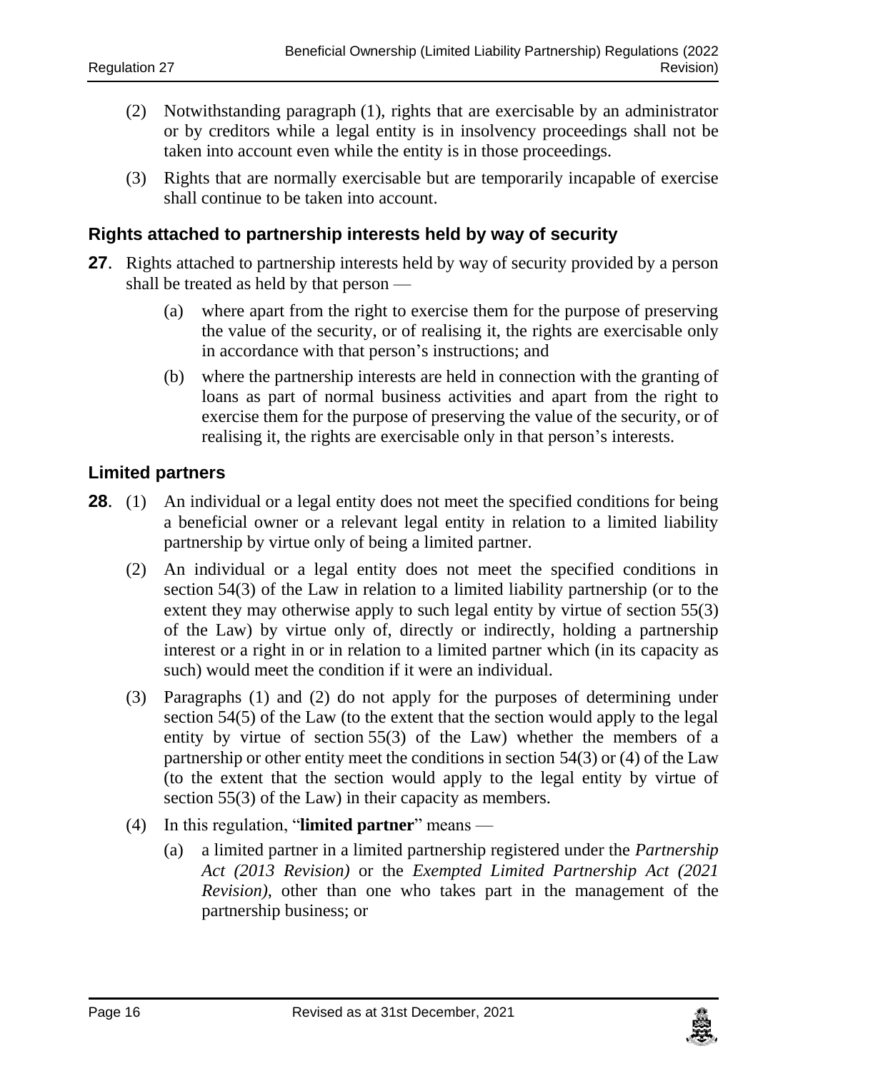(2) Notwithstanding paragraph (1), rights that are exercisable by an administrator or by creditors while a legal entity is in insolvency proceedings shall not be taken into account even while the entity is in those proceedings.

(3) Rights that are normally exercisable but are temporarily incapable of exercise shall continue to be taken into account.

### Rights attached to partnership interests held by way of security

**27**. Rights attached to partnership interests held by way of security provided by a person shall be treated as held by that person —

(a) where apart from the right to exercise them for the purpose of preserving the value of the security, or of realising it, the rights are exercisable only in accordance with that person's instructions; and

(b) where the partnership interests are held in connection with the granting of loans as part of normal business activities and apart from the right to exercise them for the purpose of preserving the value of the security, or of realising it, the rights are exercisable only in that person's interests.

### Limited partners

**28**. (1) An individual or a legal entity does not meet the specified conditions for being a beneficial owner or a relevant legal entity in relation to a limited liability partnership by virtue only of being a limited partner.

(2) An individual or a legal entity does not meet the specified conditions in section 54(3) of the Law in relation to a limited liability partnership (or to the extent they may otherwise apply to such legal entity by virtue of section 55(3) of the Law) by virtue only of, directly or indirectly, holding a partnership interest or a right in or in relation to a limited partner which (in its capacity as such) would meet the condition if it were an individual.

(3) Paragraphs (1) and (2) do not apply for the purposes of determining under section 54(5) of the Law (to the extent that the section would apply to the legal entity by virtue of section 55(3) of the Law) whether the members of a partnership or other entity meet the conditions in section 54(3) or (4) of the Law (to the extent that the section would apply to the legal entity by virtue of section 55(3) of the Law) in their capacity as members.

(4) In this regulation, "**limited partner**" means —

(a) a limited partner in a limited partnership registered under the *Partnership Act (2013 Revision)* or the *Exempted Limited Partnership Act (2021 Revision)*, other than one who takes part in the management of the partnership business; or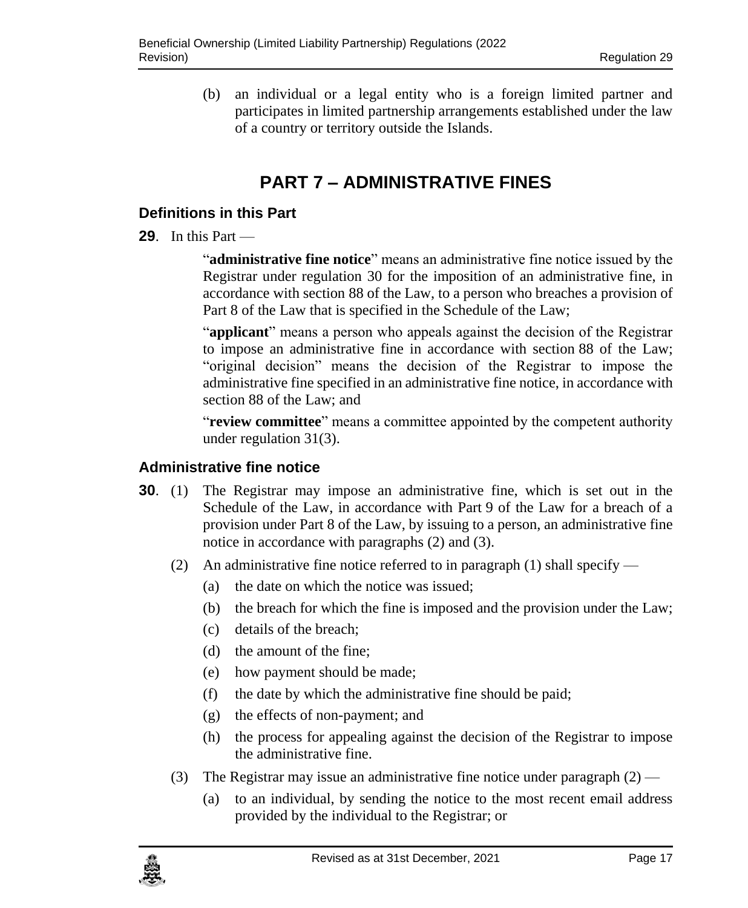(b) an individual or a legal entity who is a foreign limited partner and participates in limited partnership arrangements established under the law of a country or territory outside the Islands.

# PART 7 – ADMINISTRATIVE FINES

### Definitions in this Part

**29**. In this Part —

"**administrative fine notice**" means an administrative fine notice issued by the Registrar under regulation 30 for the imposition of an administrative fine, in accordance with section 88 of the Law, to a person who breaches a provision of Part 8 of the Law that is specified in the Schedule of the Law;

"**applicant**" means a person who appeals against the decision of the Registrar to impose an administrative fine in accordance with section 88 of the Law; "original decision" means the decision of the Registrar to impose the administrative fine specified in an administrative fine notice, in accordance with section 88 of the Law; and

"**review committee**" means a committee appointed by the competent authority under regulation 31(3).

### Administrative fine notice

**30**. (1) The Registrar may impose an administrative fine, which is set out in the Schedule of the Law, in accordance with Part 9 of the Law for a breach of a provision under Part 8 of the Law, by issuing to a person, an administrative fine notice in accordance with paragraphs (2) and (3).

(2) An administrative fine notice referred to in paragraph (1) shall specify —

(a) the date on which the notice was issued;

(b) the breach for which the fine is imposed and the provision under the Law;

(c) details of the breach;

(d) the amount of the fine;

(e) how payment should be made;

(f) the date by which the administrative fine should be paid;

(g) the effects of non-payment; and

(h) the process for appealing against the decision of the Registrar to impose the administrative fine.

(3) The Registrar may issue an administrative fine notice under paragraph (2) —

(a) to an individual, by sending the notice to the most recent email address provided by the individual to the Registrar; or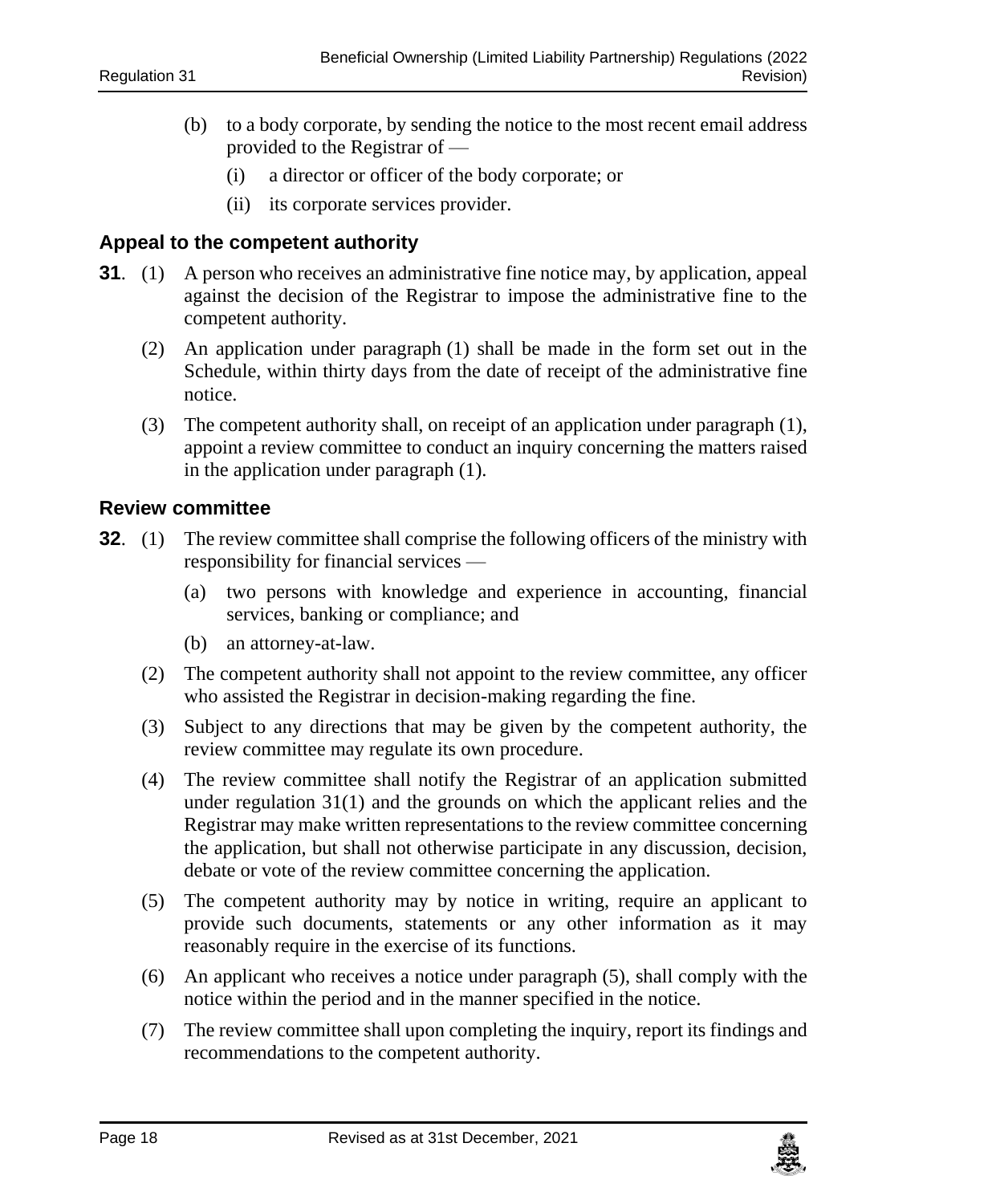(b) to a body corporate, by sending the notice to the most recent email address provided to the Registrar of —

(i) a director or officer of the body corporate; or

(ii) its corporate services provider.

### Appeal to the competent authority

**31**. (1) A person who receives an administrative fine notice may, by application, appeal against the decision of the Registrar to impose the administrative fine to the competent authority.

(2) An application under paragraph (1) shall be made in the form set out in the Schedule, within thirty days from the date of receipt of the administrative fine notice.

(3) The competent authority shall, on receipt of an application under paragraph (1), appoint a review committee to conduct an inquiry concerning the matters raised in the application under paragraph (1).

### Review committee

**32**. (1) The review committee shall comprise the following officers of the ministry with responsibility for financial services —

(a) two persons with knowledge and experience in accounting, financial services, banking or compliance; and

(b) an attorney-at-law.

(2) The competent authority shall not appoint to the review committee, any officer who assisted the Registrar in decision-making regarding the fine.

(3) Subject to any directions that may be given by the competent authority, the review committee may regulate its own procedure.

(4) The review committee shall notify the Registrar of an application submitted under regulation 31(1) and the grounds on which the applicant relies and the Registrar may make written representations to the review committee concerning the application, but shall not otherwise participate in any discussion, decision, debate or vote of the review committee concerning the application.

(5) The competent authority may by notice in writing, require an applicant to provide such documents, statements or any other information as it may reasonably require in the exercise of its functions.

(6) An applicant who receives a notice under paragraph (5), shall comply with the notice within the period and in the manner specified in the notice.

(7) The review committee shall upon completing the inquiry, report its findings and recommendations to the competent authority.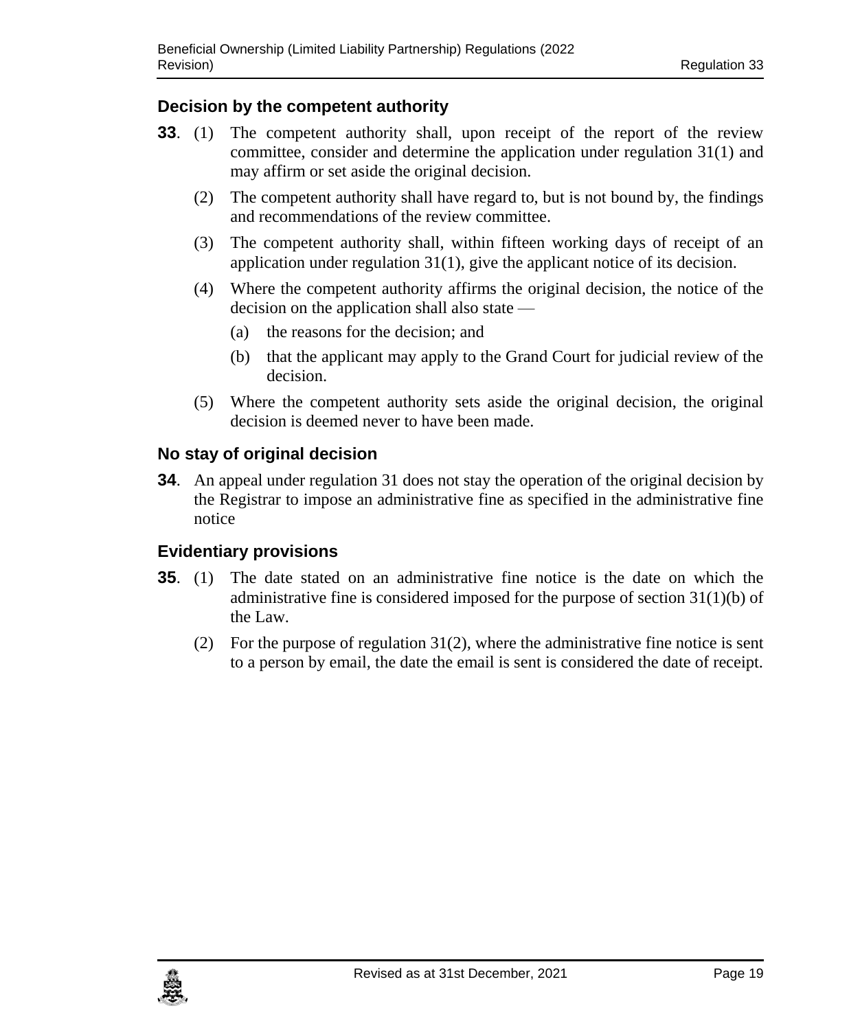### Decision by the competent authority

**33**. (1) The competent authority shall, upon receipt of the report of the review committee, consider and determine the application under regulation 31(1) and may affirm or set aside the original decision.

(2) The competent authority shall have regard to, but is not bound by, the findings and recommendations of the review committee.

(3) The competent authority shall, within fifteen working days of receipt of an application under regulation 31(1), give the applicant notice of its decision.

(4) Where the competent authority affirms the original decision, the notice of the decision on the application shall also state —

(a) the reasons for the decision; and

(b) that the applicant may apply to the Grand Court for judicial review of the decision.

(5) Where the competent authority sets aside the original decision, the original decision is deemed never to have been made.

### No stay of original decision

**34**. An appeal under regulation 31 does not stay the operation of the original decision by the Registrar to impose an administrative fine as specified in the administrative fine notice

### Evidentiary provisions

**35**. (1) The date stated on an administrative fine notice is the date on which the administrative fine is considered imposed for the purpose of section 31(1)(b) of the Law.

(2) For the purpose of regulation 31(2), where the administrative fine notice is sent to a person by email, the date the email is sent is considered the date of receipt.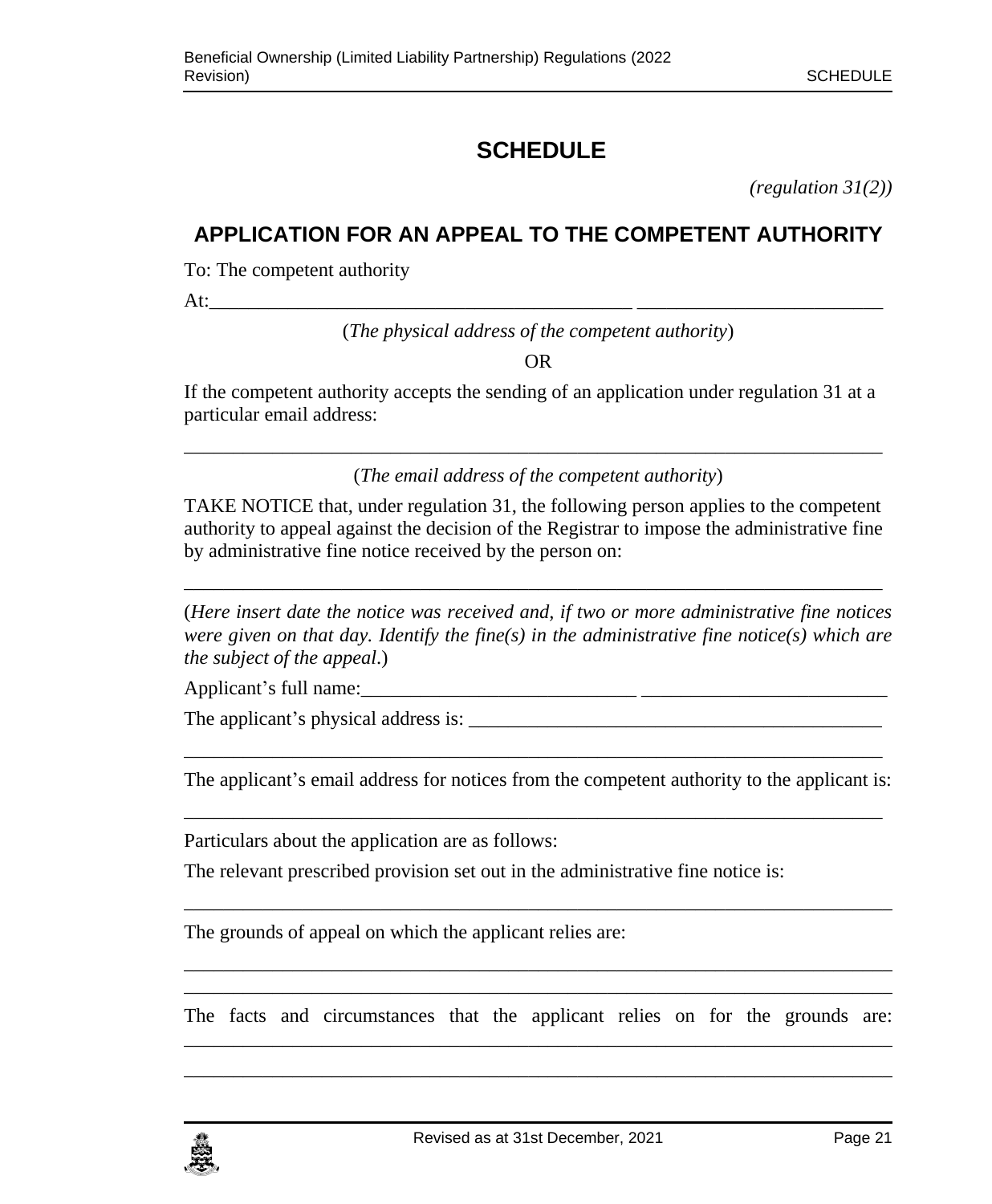# SCHEDULE

*(regulation 31(2))*

## APPLICATION FOR AN APPEAL TO THE COMPETENT AUTHORITY

To: The competent authority

At:____________________________________________ _________________________

(*The physical address of the competent authority*)

OR

If the competent authority accepts the sending of an application under regulation 31 at a particular email address:

___________________________________________________________________________

(*The email address of the competent authority*)

TAKE NOTICE that, under regulation 31, the following person applies to the competent authority to appeal against the decision of the Registrar to impose the administrative fine by administrative fine notice received by the person on:

___________________________________________________________________________

(*Here insert date the notice was received and, if two or more administrative fine notices were given on that day. Identify the fine(s) in the administrative fine notice(s) which are the subject of the appeal*.)

Applicant's full name:____________________________ _________________________

The applicant's physical address is: ___________________________________________

___________________________________________________________________________

The applicant's email address for notices from the competent authority to the applicant is:

___________________________________________________________________________

Particulars about the application are as follows:

The relevant prescribed provision set out in the administrative fine notice is:

___________________________________________________________________________

The grounds of appeal on which the applicant relies are:

___________________________________________________________________________

___________________________________________________________________________

The facts and circumstances that the applicant relies on for the grounds are:
___________________________________________________________________________

___________________________________________________________________________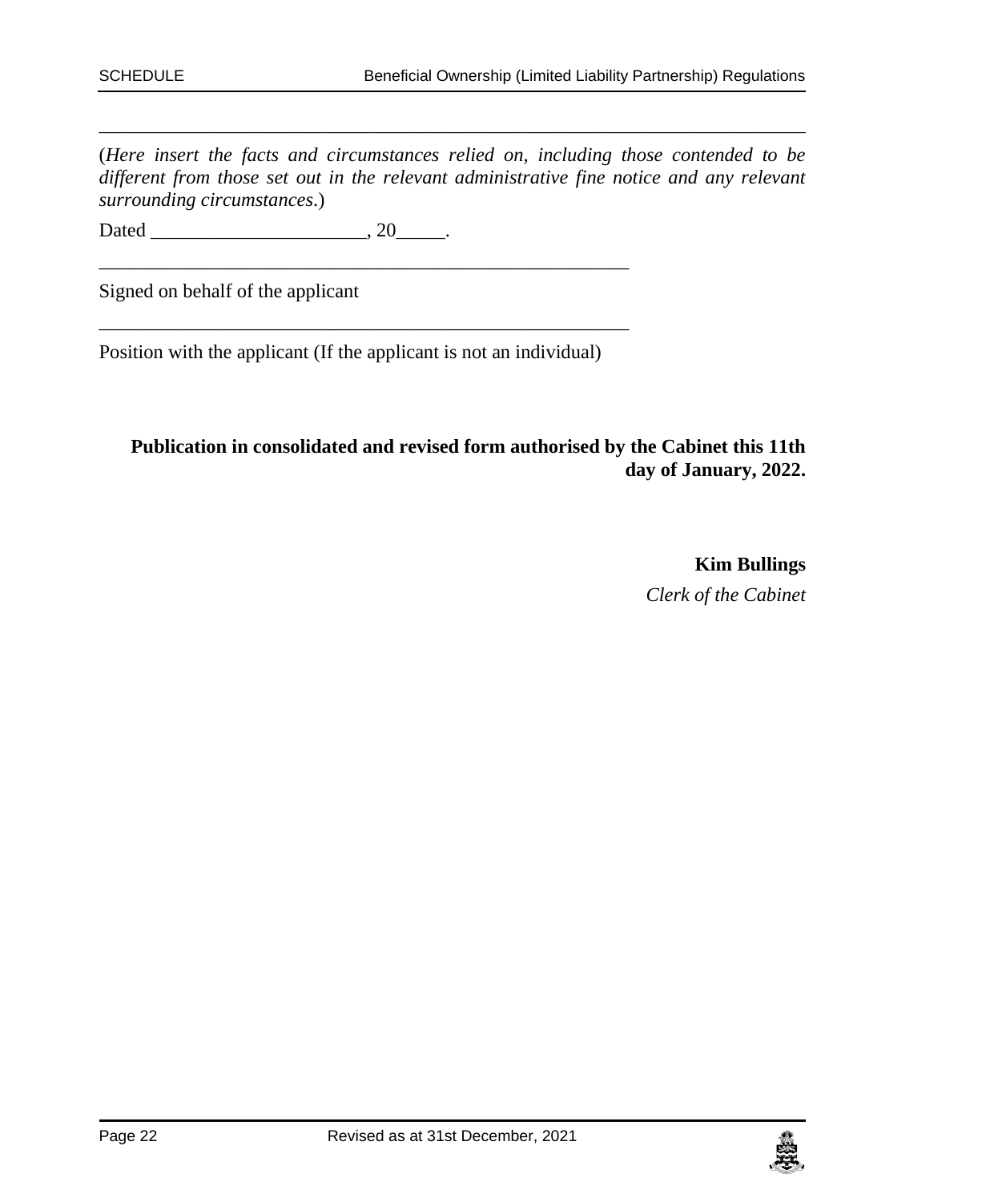\_\_\_\_\_\_\_\_\_\_\_\_\_\_\_\_\_\_\_\_\_\_\_\_\_\_\_\_\_\_\_\_\_\_\_\_\_\_\_\_\_\_\_\_\_\_\_\_\_\_\_\_\_\_\_\_\_\_\_\_\_\_\_\_\_\_\_\_\_\_

(*Here insert the facts and circumstances relied on, including those contended to be different from those set out in the relevant administrative fine notice and any relevant surrounding circumstances*.)

Dated \_\_\_\_\_\_\_\_\_\_\_\_\_\_\_\_\_\_\_\_\_\_, 20\_\_\_\_\_.

\_\_\_\_\_\_\_\_\_\_\_\_\_\_\_\_\_\_\_\_\_\_\_\_\_\_\_\_\_\_\_\_\_\_\_\_\_\_\_\_\_\_\_\_\_\_\_\_\_\_\_\_\_\_

Signed on behalf of the applicant

\_\_\_\_\_\_\_\_\_\_\_\_\_\_\_\_\_\_\_\_\_\_\_\_\_\_\_\_\_\_\_\_\_\_\_\_\_\_\_\_\_\_\_\_\_\_\_\_\_\_\_\_\_\_

Position with the applicant (If the applicant is not an individual)

**Publication in consolidated and revised form authorised by the Cabinet this 11th day of January, 2022.**

**Kim Bullings**

*Clerk of the Cabinet*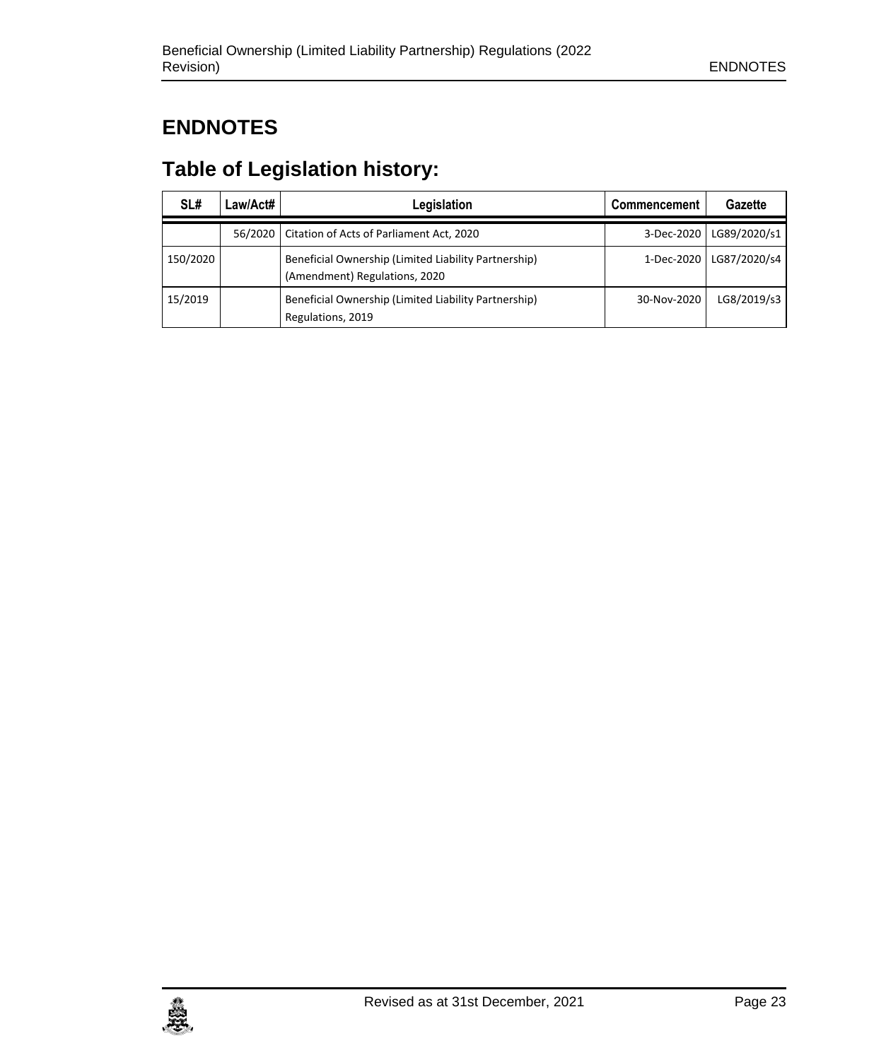# ENDNOTES

## Table of Legislation history:

| SL# | Law/Act# | Legislation | Commencement | Gazette |
|---|---|---|---|---|
| | 56/2020 | Citation of Acts of Parliament Act, 2020 | 3-Dec-2020 | LG89/2020/s1 |
| 150/2020 | | Beneficial Ownership (Limited Liability Partnership) (Amendment) Regulations, 2020 | 1-Dec-2020 | LG87/2020/s4 |
| 15/2019 | | Beneficial Ownership (Limited Liability Partnership) Regulations, 2019 | 30-Nov-2020 | LG8/2019/s3 |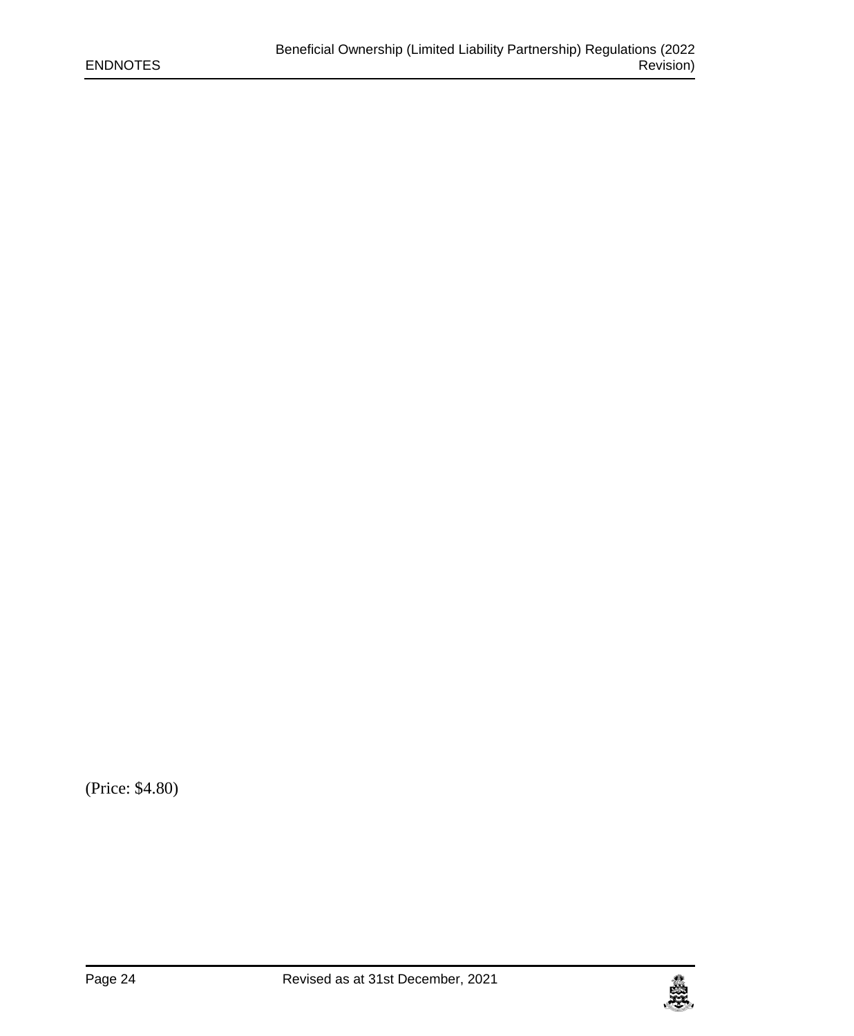(Price: $4.80)